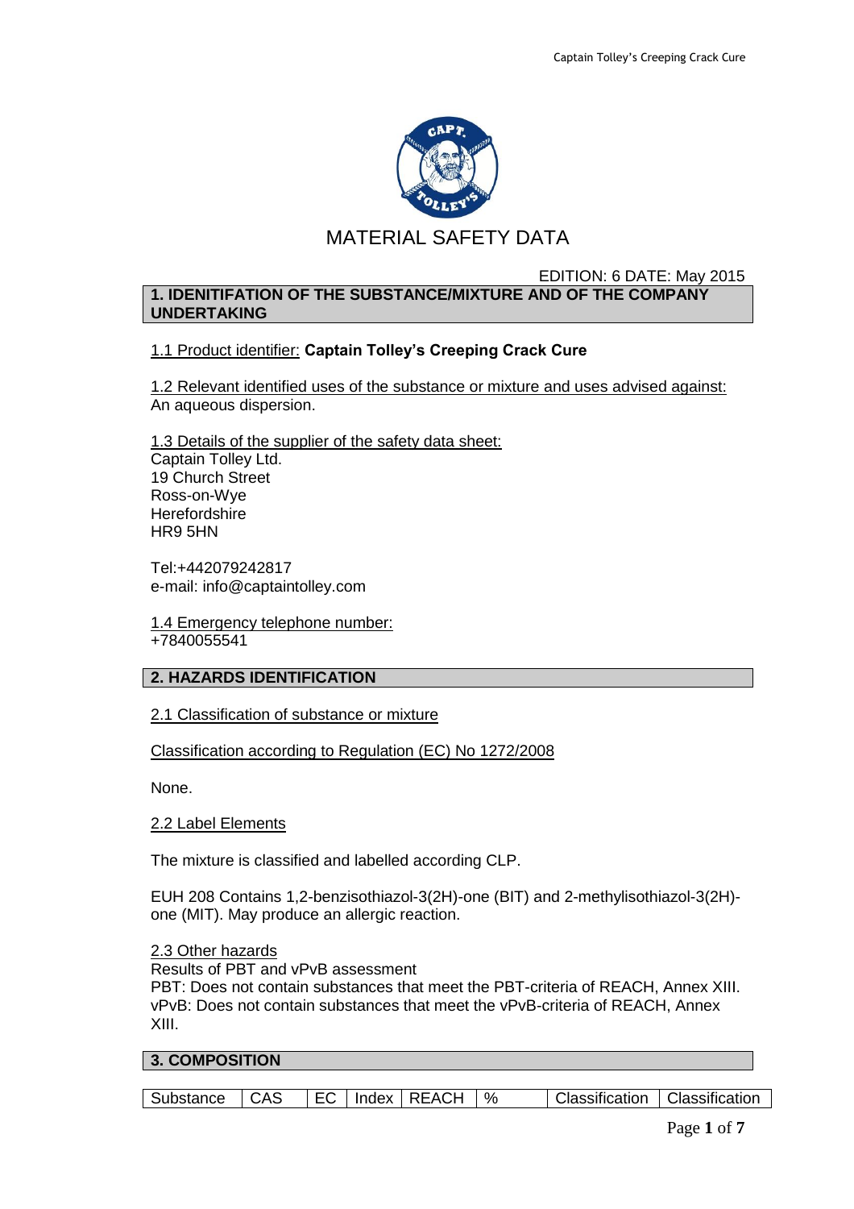# MATERIAL SAFETY DATA

EDITION: 6 DATE: May 2015

## 1. IDENITIFATION OF THE SUBSTANCE/MIXTURE AND OF THE COMPANY UNDERTAKING

1.1 Product identifier: **Captain Tolley's Creeping Crack Cure**

1.2 Relevant identified uses of the substance or mixture and uses advised against:
An aqueous dispersion.

1.3 Details of the supplier of the safety data sheet:
Captain Tolley Ltd.
19 Church Street
Ross-on-Wye
Herefordshire
HR9 5HN

Tel:+442079242817
e-mail: info@captaintolley.com

1.4 Emergency telephone number:
+7840055541

## 2. HAZARDS IDENTIFICATION

2.1 Classification of substance or mixture

Classification according to Regulation (EC) No 1272/2008

None.

2.2 Label Elements

The mixture is classified and labelled according CLP.

EUH 208 Contains 1,2-benzisothiazol-3(2H)-one (BIT) and 2-methylisothiazol-3(2H)-one (MIT). May produce an allergic reaction.

2.3 Other hazards
Results of PBT and vPvB assessment
PBT: Does not contain substances that meet the PBT-criteria of REACH, Annex XIII.
vPvB: Does not contain substances that meet the vPvB-criteria of REACH, Annex XIII.

## 3. COMPOSITION

| Substance | CAS | EC | Index | REACH | % | Classification | Classification |
|---|---|---|---|---|---|---|---|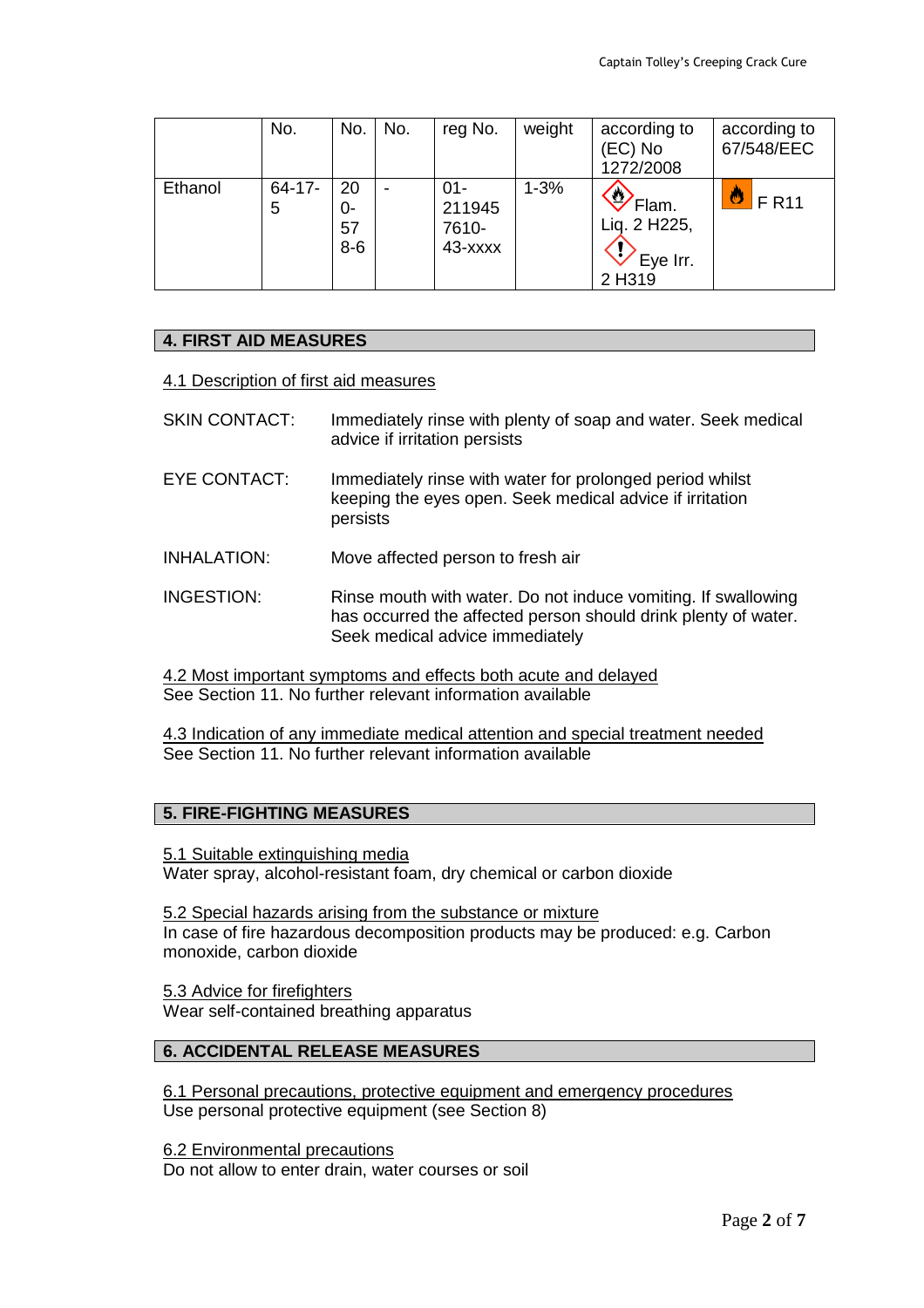|  | No. | No. | No. | reg No. | weight | according to (EC) No 1272/2008 | according to 67/548/EEC |
|---|---|---|---|---|---|---|---|
| Ethanol | 64-17-5 | 200-578-6 | - | 01-2119457610-43-xxxx | 1-3% | Flam. Liq. 2 H225, Eye Irr. 2 H319 | F R11 |

## 4. FIRST AID MEASURES

4.1 Description of first aid measures

SKIN CONTACT: Immediately rinse with plenty of soap and water. Seek medical advice if irritation persists

EYE CONTACT: Immediately rinse with water for prolonged period whilst keeping the eyes open. Seek medical advice if irritation persists

INHALATION: Move affected person to fresh air

INGESTION: Rinse mouth with water. Do not induce vomiting. If swallowing has occurred the affected person should drink plenty of water. Seek medical advice immediately

4.2 Most important symptoms and effects both acute and delayed
See Section 11. No further relevant information available

4.3 Indication of any immediate medical attention and special treatment needed
See Section 11. No further relevant information available

## 5. FIRE-FIGHTING MEASURES

5.1 Suitable extinguishing media
Water spray, alcohol-resistant foam, dry chemical or carbon dioxide

5.2 Special hazards arising from the substance or mixture
In case of fire hazardous decomposition products may be produced: e.g. Carbon monoxide, carbon dioxide

5.3 Advice for firefighters
Wear self-contained breathing apparatus

## 6. ACCIDENTAL RELEASE MEASURES

6.1 Personal precautions, protective equipment and emergency procedures
Use personal protective equipment (see Section 8)

6.2 Environmental precautions
Do not allow to enter drain, water courses or soil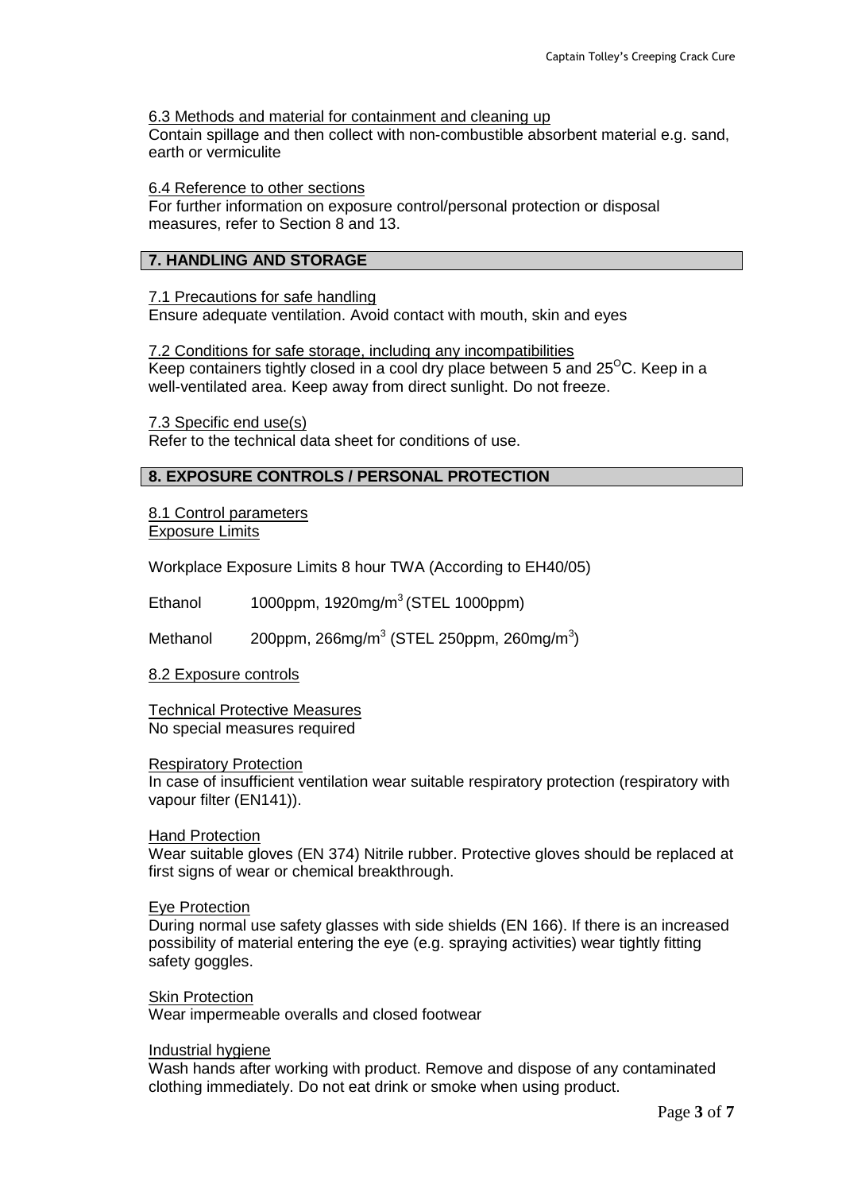6.3 Methods and material for containment and cleaning up

Contain spillage and then collect with non-combustible absorbent material e.g. sand, earth or vermiculite

6.4 Reference to other sections

For further information on exposure control/personal protection or disposal measures, refer to Section 8 and 13.

## 7. HANDLING AND STORAGE

7.1 Precautions for safe handling

Ensure adequate ventilation. Avoid contact with mouth, skin and eyes

7.2 Conditions for safe storage, including any incompatibilities

Keep containers tightly closed in a cool dry place between 5 and 25$^{O}$C. Keep in a well-ventilated area. Keep away from direct sunlight. Do not freeze.

7.3 Specific end use(s)

Refer to the technical data sheet for conditions of use.

## 8. EXPOSURE CONTROLS / PERSONAL PROTECTION

8.1 Control parameters

Exposure Limits

Workplace Exposure Limits 8 hour TWA (According to EH40/05)

Ethanol 1000ppm, 1920mg/m$^3$ (STEL 1000ppm)

Methanol 200ppm, 266mg/m$^3$ (STEL 250ppm, 260mg/m$^3$)

8.2 Exposure controls

Technical Protective Measures

No special measures required

Respiratory Protection

In case of insufficient ventilation wear suitable respiratory protection (respiratory with vapour filter (EN141)).

Hand Protection

Wear suitable gloves (EN 374) Nitrile rubber. Protective gloves should be replaced at first signs of wear or chemical breakthrough.

Eye Protection

During normal use safety glasses with side shields (EN 166). If there is an increased possibility of material entering the eye (e.g. spraying activities) wear tightly fitting safety goggles.

Skin Protection

Wear impermeable overalls and closed footwear

Industrial hygiene

Wash hands after working with product. Remove and dispose of any contaminated clothing immediately. Do not eat drink or smoke when using product.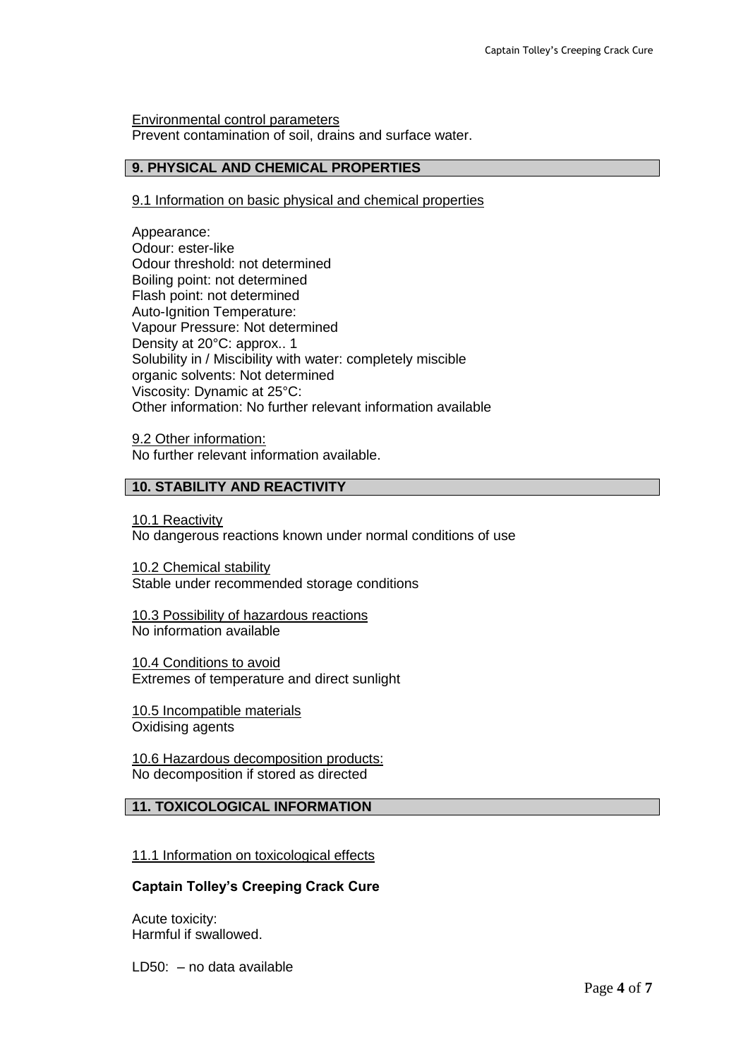Environmental control parameters
Prevent contamination of soil, drains and surface water.

## 9. PHYSICAL AND CHEMICAL PROPERTIES

9.1 Information on basic physical and chemical properties

Appearance:
Odour: ester-like
Odour threshold: not determined
Boiling point: not determined
Flash point: not determined
Auto-Ignition Temperature:
Vapour Pressure: Not determined
Density at 20°C: approx.. 1
Solubility in / Miscibility with water: completely miscible
organic solvents: Not determined
Viscosity: Dynamic at 25°C:
Other information: No further relevant information available

9.2 Other information:
No further relevant information available.

## 10. STABILITY AND REACTIVITY

10.1 Reactivity
No dangerous reactions known under normal conditions of use

10.2 Chemical stability
Stable under recommended storage conditions

10.3 Possibility of hazardous reactions
No information available

10.4 Conditions to avoid
Extremes of temperature and direct sunlight

10.5 Incompatible materials
Oxidising agents

10.6 Hazardous decomposition products:
No decomposition if stored as directed

## 11. TOXICOLOGICAL INFORMATION

11.1 Information on toxicological effects

**Captain Tolley's Creeping Crack Cure**

Acute toxicity:
Harmful if swallowed.

LD50: – no data available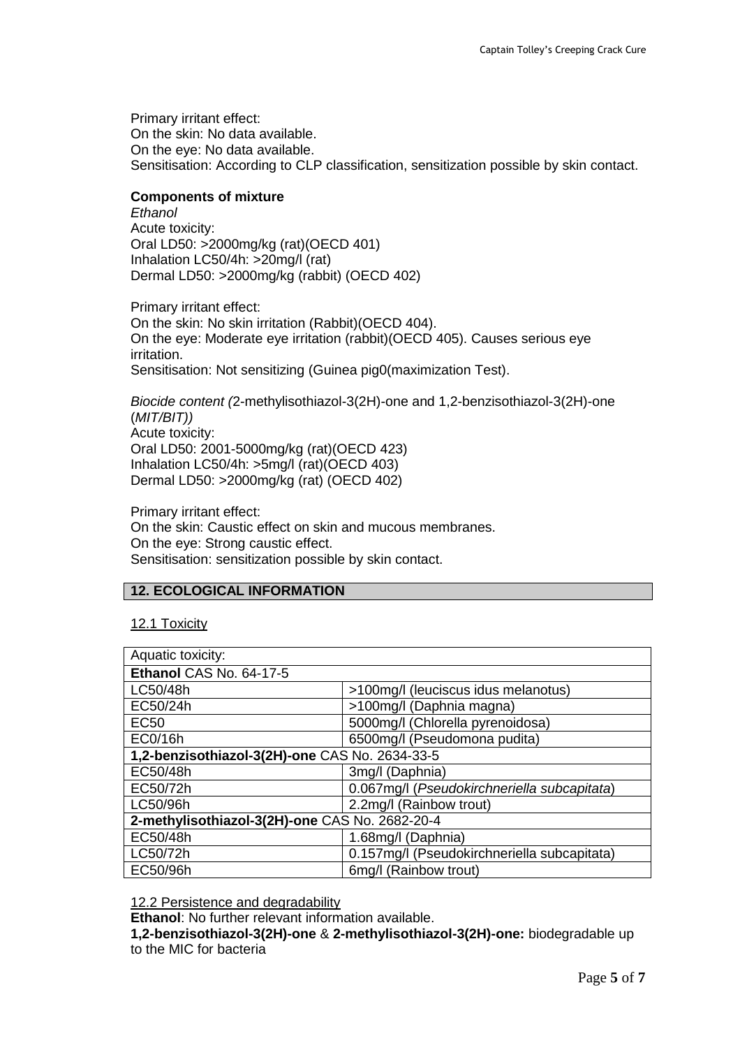Primary irritant effect:
On the skin: No data available.
On the eye: No data available.
Sensitisation: According to CLP classification, sensitization possible by skin contact.

**Components of mixture**

*Ethanol*
Acute toxicity:
Oral LD50: >2000mg/kg (rat)(OECD 401)
Inhalation LC50/4h: >20mg/l (rat)
Dermal LD50: >2000mg/kg (rabbit) (OECD 402)

Primary irritant effect:
On the skin: No skin irritation (Rabbit)(OECD 404).
On the eye: Moderate eye irritation (rabbit)(OECD 405). Causes serious eye irritation.
Sensitisation: Not sensitizing (Guinea pig0(maximization Test).

*Biocide content (*2-methylisothiazol-3(2H)-one and 1,2-benzisothiazol-3(2H)-one (*MIT/BIT))*
Acute toxicity:
Oral LD50: 2001-5000mg/kg (rat)(OECD 423)
Inhalation LC50/4h: >5mg/l (rat)(OECD 403)
Dermal LD50: >2000mg/kg (rat) (OECD 402)

Primary irritant effect:
On the skin: Caustic effect on skin and mucous membranes.
On the eye: Strong caustic effect.
Sensitisation: sensitization possible by skin contact.

## 12. ECOLOGICAL INFORMATION

12.1 Toxicity

| Aquatic toxicity: | |
|---|---|
| **Ethanol** CAS No. 64-17-5 | |
| LC50/48h | >100mg/l (leuciscus idus melanotus) |
| EC50/24h | >100mg/l (Daphnia magna) |
| EC50 | 5000mg/l (Chlorella pyrenoidosa) |
| EC0/16h | 6500mg/l (Pseudomona pudita) |
| **1,2-benzisothiazol-3(2H)-one** CAS No. 2634-33-5 | |
| EC50/48h | 3mg/l (Daphnia) |
| EC50/72h | 0.067mg/l (*Pseudokirchneriella subcapitata*) |
| LC50/96h | 2.2mg/l (Rainbow trout) |
| **2-methylisothiazol-3(2H)-one** CAS No. 2682-20-4 | |
| EC50/48h | 1.68mg/l (Daphnia) |
| LC50/72h | 0.157mg/l (Pseudokirchneriella subcapitata) |
| EC50/96h | 6mg/l (Rainbow trout) |

12.2 Persistence and degradability

**Ethanol**: No further relevant information available.
**1,2-benzisothiazol-3(2H)-one** & **2-methylisothiazol-3(2H)-one:** biodegradable up to the MIC for bacteria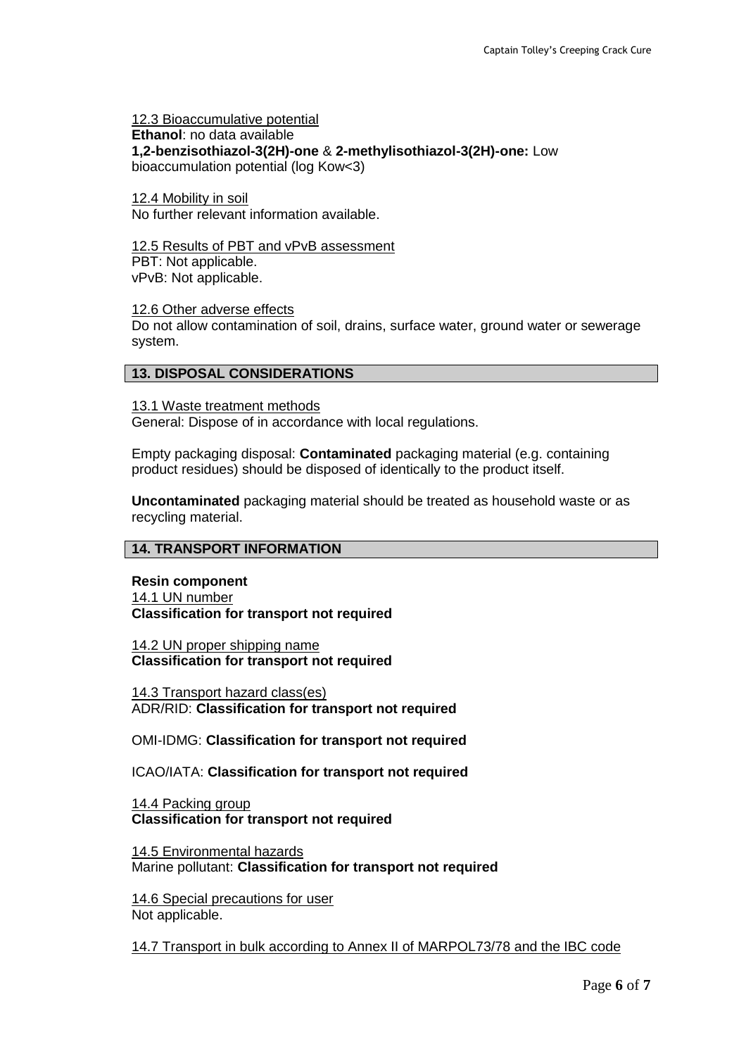12.3 Bioaccumulative potential

**Ethanol**: no data available

**1,2-benzisothiazol-3(2H)-one** & **2-methylisothiazol-3(2H)-one:** Low bioaccumulation potential (log Kow<3)

12.4 Mobility in soil

No further relevant information available.

12.5 Results of PBT and vPvB assessment

PBT: Not applicable.

vPvB: Not applicable.

12.6 Other adverse effects

Do not allow contamination of soil, drains, surface water, ground water or sewerage system.

## 13. DISPOSAL CONSIDERATIONS

13.1 Waste treatment methods

General: Dispose of in accordance with local regulations.

Empty packaging disposal: **Contaminated** packaging material (e.g. containing product residues) should be disposed of identically to the product itself.

**Uncontaminated** packaging material should be treated as household waste or as recycling material.

## 14. TRANSPORT INFORMATION

**Resin component**

14.1 UN number

**Classification for transport not required**

14.2 UN proper shipping name

**Classification for transport not required**

14.3 Transport hazard class(es)

ADR/RID: **Classification for transport not required**

OMI-IDMG: **Classification for transport not required**

ICAO/IATA: **Classification for transport not required**

14.4 Packing group

**Classification for transport not required**

14.5 Environmental hazards

Marine pollutant: **Classification for transport not required**

14.6 Special precautions for user

Not applicable.

14.7 Transport in bulk according to Annex II of MARPOL73/78 and the IBC code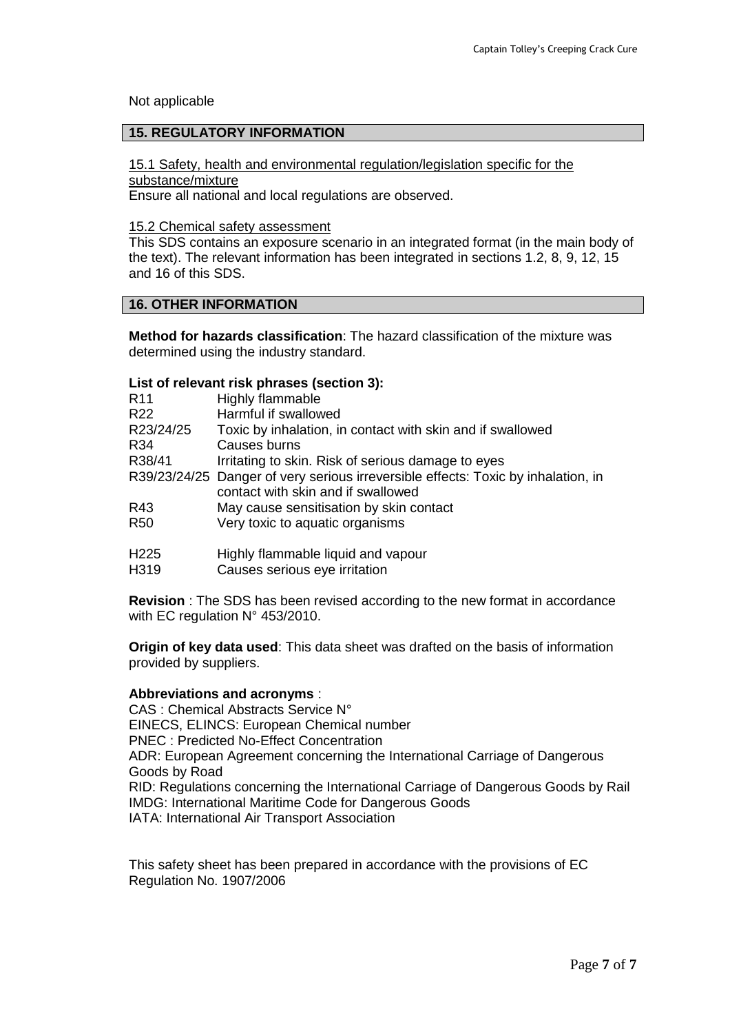Not applicable

## 15. REGULATORY INFORMATION

15.1 Safety, health and environmental regulation/legislation specific for the substance/mixture

Ensure all national and local regulations are observed.

15.2 Chemical safety assessment

This SDS contains an exposure scenario in an integrated format (in the main body of the text). The relevant information has been integrated in sections 1.2, 8, 9, 12, 15 and 16 of this SDS.

## 16. OTHER INFORMATION

**Method for hazards classification**: The hazard classification of the mixture was determined using the industry standard.

**List of relevant risk phrases (section 3):**

| | |
|---|---|
| R11 | Highly flammable |
| R22 | Harmful if swallowed |
| R23/24/25 | Toxic by inhalation, in contact with skin and if swallowed |
| R34 | Causes burns |
| R38/41 | Irritating to skin. Risk of serious damage to eyes |
| R39/23/24/25 | Danger of very serious irreversible effects: Toxic by inhalation, in contact with skin and if swallowed |
| R43 | May cause sensitisation by skin contact |
| R50 | Very toxic to aquatic organisms |
| H225 | Highly flammable liquid and vapour |
| H319 | Causes serious eye irritation |

**Revision** : The SDS has been revised according to the new format in accordance with EC regulation N° 453/2010.

**Origin of key data used**: This data sheet was drafted on the basis of information provided by suppliers.

**Abbreviations and acronyms** :

CAS : Chemical Abstracts Service N°
EINECS, ELINCS: European Chemical number
PNEC : Predicted No-Effect Concentration
ADR: European Agreement concerning the International Carriage of Dangerous Goods by Road
RID: Regulations concerning the International Carriage of Dangerous Goods by Rail
IMDG: International Maritime Code for Dangerous Goods
IATA: International Air Transport Association

This safety sheet has been prepared in accordance with the provisions of EC Regulation No. 1907/2006